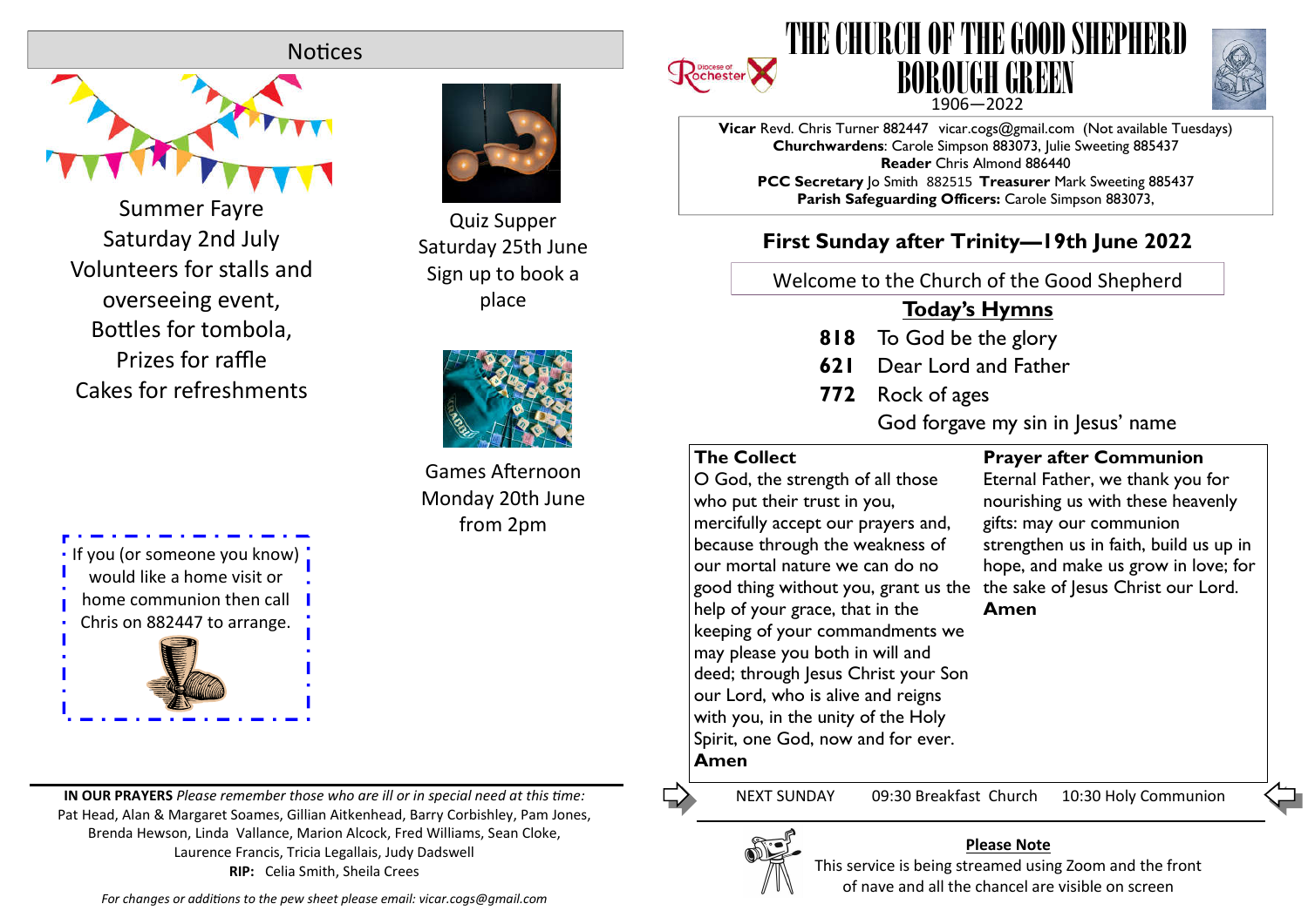# THE CHURCH OF THE GOOD SHEPHERD BOROUGH GREEN

1906—2022

**Vicar** Revd. Chris Turner 882447 vicar.cogs@gmail.com (Not available Tuesdays)
**Churchwardens**: Carole Simpson 883073, Julie Sweeting 885437
**Reader** Chris Almond 886440
**PCC Secretary** Jo Smith 882515 **Treasurer** Mark Sweeting 885437
**Parish Safeguarding Officers:** Carole Simpson 883073,

## First Sunday after Trinity—19th June 2022

Welcome to the Church of the Good Shepherd

### Today's Hymns

**818** To God be the glory
**621** Dear Lord and Father
**772** Rock of ages
God forgave my sin in Jesus' name

**The Collect**
O God, the strength of all those who put their trust in you, mercifully accept our prayers and, because through the weakness of our mortal nature we can do no good thing without you, grant us the help of your grace, that in the keeping of your commandments we may please you both in will and deed; through Jesus Christ your Son our Lord, who is alive and reigns with you, in the unity of the Holy Spirit, one God, now and for ever.
**Amen**

**Prayer after Communion**
Eternal Father, we thank you for nourishing us with these heavenly gifts: may our communion strengthen us in faith, build us up in hope, and make us grow in love; for the sake of Jesus Christ our Lord.
**Amen**

NEXT SUNDAY 09:30 Breakfast Church 10:30 Holy Communion

**Please Note**
This service is being streamed using Zoom and the front of nave and all the chancel are visible on screen

## Notices

Summer Fayre
Saturday 2nd July
Volunteers for stalls and overseeing event,
Bottles for tombola,
Prizes for raffle
Cakes for refreshments

Quiz Supper
Saturday 25th June
Sign up to book a place

Games Afternoon
Monday 20th June
from 2pm

If you (or someone you know) would like a home visit or home communion then call Chris on 882447 to arrange.

**IN OUR PRAYERS** *Please remember those who are ill or in special need at this time:*
Pat Head, Alan & Margaret Soames, Gillian Aitkenhead, Barry Corbishley, Pam Jones, Brenda Hewson, Linda Vallance, Marion Alcock, Fred Williams, Sean Cloke, Laurence Francis, Tricia Legallais, Judy Dadswell
**RIP:** Celia Smith, Sheila Crees

*For changes or additions to the pew sheet please email: vicar.cogs@gmail.com*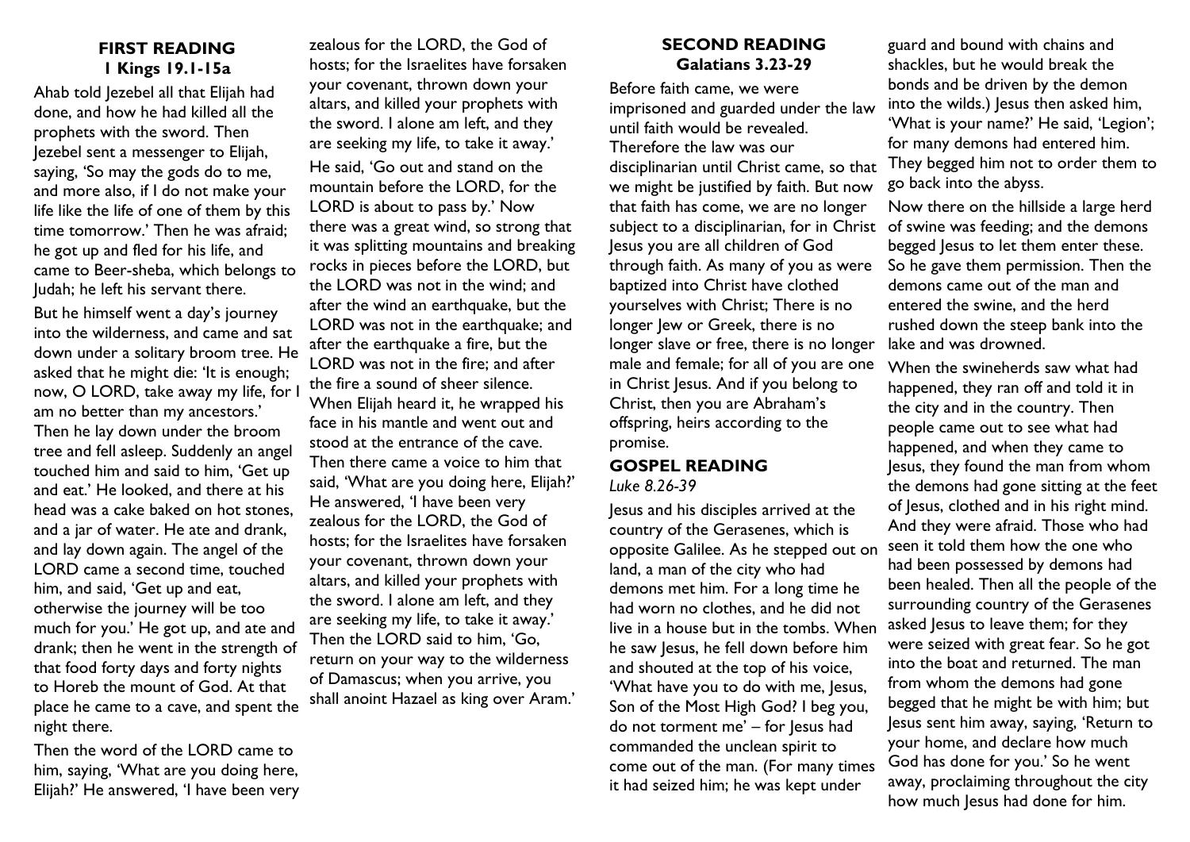## FIRST READING
### 1 Kings 19.1-15a

Ahab told Jezebel all that Elijah had done, and how he had killed all the prophets with the sword. Then Jezebel sent a messenger to Elijah, saying, 'So may the gods do to me, and more also, if I do not make your life like the life of one of them by this time tomorrow.' Then he was afraid; he got up and fled for his life, and came to Beer-sheba, which belongs to Judah; he left his servant there.

But he himself went a day's journey into the wilderness, and came and sat down under a solitary broom tree. He asked that he might die: 'It is enough; now, O LORD, take away my life, for I am no better than my ancestors.' Then he lay down under the broom tree and fell asleep. Suddenly an angel touched him and said to him, 'Get up and eat.' He looked, and there at his head was a cake baked on hot stones, and a jar of water. He ate and drank, and lay down again. The angel of the LORD came a second time, touched him, and said, 'Get up and eat, otherwise the journey will be too much for you.' He got up, and ate and drank; then he went in the strength of that food forty days and forty nights to Horeb the mount of God. At that place he came to a cave, and spent the night there.

Then the word of the LORD came to him, saying, 'What are you doing here, Elijah?' He answered, 'I have been very zealous for the LORD, the God of hosts; for the Israelites have forsaken your covenant, thrown down your altars, and killed your prophets with the sword. I alone am left, and they are seeking my life, to take it away.'

He said, 'Go out and stand on the mountain before the LORD, for the LORD is about to pass by.' Now there was a great wind, so strong that it was splitting mountains and breaking rocks in pieces before the LORD, but the LORD was not in the wind; and after the wind an earthquake, but the LORD was not in the earthquake; and after the earthquake a fire, but the LORD was not in the fire; and after the fire a sound of sheer silence. When Elijah heard it, he wrapped his face in his mantle and went out and stood at the entrance of the cave. Then there came a voice to him that said, 'What are you doing here, Elijah?' He answered, 'I have been very zealous for the LORD, the God of hosts; for the Israelites have forsaken your covenant, thrown down your altars, and killed your prophets with the sword. I alone am left, and they are seeking my life, to take it away.' Then the LORD said to him, 'Go, return on your way to the wilderness of Damascus; when you arrive, you shall anoint Hazael as king over Aram.'

## SECOND READING
### Galatians 3.23-29

Before faith came, we were imprisoned and guarded under the law until faith would be revealed. Therefore the law was our disciplinarian until Christ came, so that we might be justified by faith. But now that faith has come, we are no longer subject to a disciplinarian, for in Christ Jesus you are all children of God through faith. As many of you as were baptized into Christ have clothed yourselves with Christ; There is no longer Jew or Greek, there is no longer slave or free, there is no longer male and female; for all of you are one in Christ Jesus. And if you belong to Christ, then you are Abraham's offspring, heirs according to the promise.

## GOSPEL READING
*Luke 8.26-39*

Jesus and his disciples arrived at the country of the Gerasenes, which is opposite Galilee. As he stepped out on land, a man of the city who had demons met him. For a long time he had worn no clothes, and he did not live in a house but in the tombs. When he saw Jesus, he fell down before him and shouted at the top of his voice, 'What have you to do with me, Jesus, Son of the Most High God? I beg you, do not torment me' – for Jesus had commanded the unclean spirit to come out of the man. (For many times it had seized him; he was kept under guard and bound with chains and shackles, but he would break the bonds and be driven by the demon into the wilds.) Jesus then asked him, 'What is your name?' He said, 'Legion'; for many demons had entered him. They begged him not to order them to go back into the abyss.

Now there on the hillside a large herd of swine was feeding; and the demons begged Jesus to let them enter these. So he gave them permission. Then the demons came out of the man and entered the swine, and the herd rushed down the steep bank into the lake and was drowned.

When the swineherds saw what had happened, they ran off and told it in the city and in the country. Then people came out to see what had happened, and when they came to Jesus, they found the man from whom the demons had gone sitting at the feet of Jesus, clothed and in his right mind. And they were afraid. Those who had seen it told them how the one who had been possessed by demons had been healed. Then all the people of the surrounding country of the Gerasenes asked Jesus to leave them; for they were seized with great fear. So he got into the boat and returned. The man from whom the demons had gone begged that he might be with him; but Jesus sent him away, saying, 'Return to your home, and declare how much God has done for you.' So he went away, proclaiming throughout the city how much Jesus had done for him.